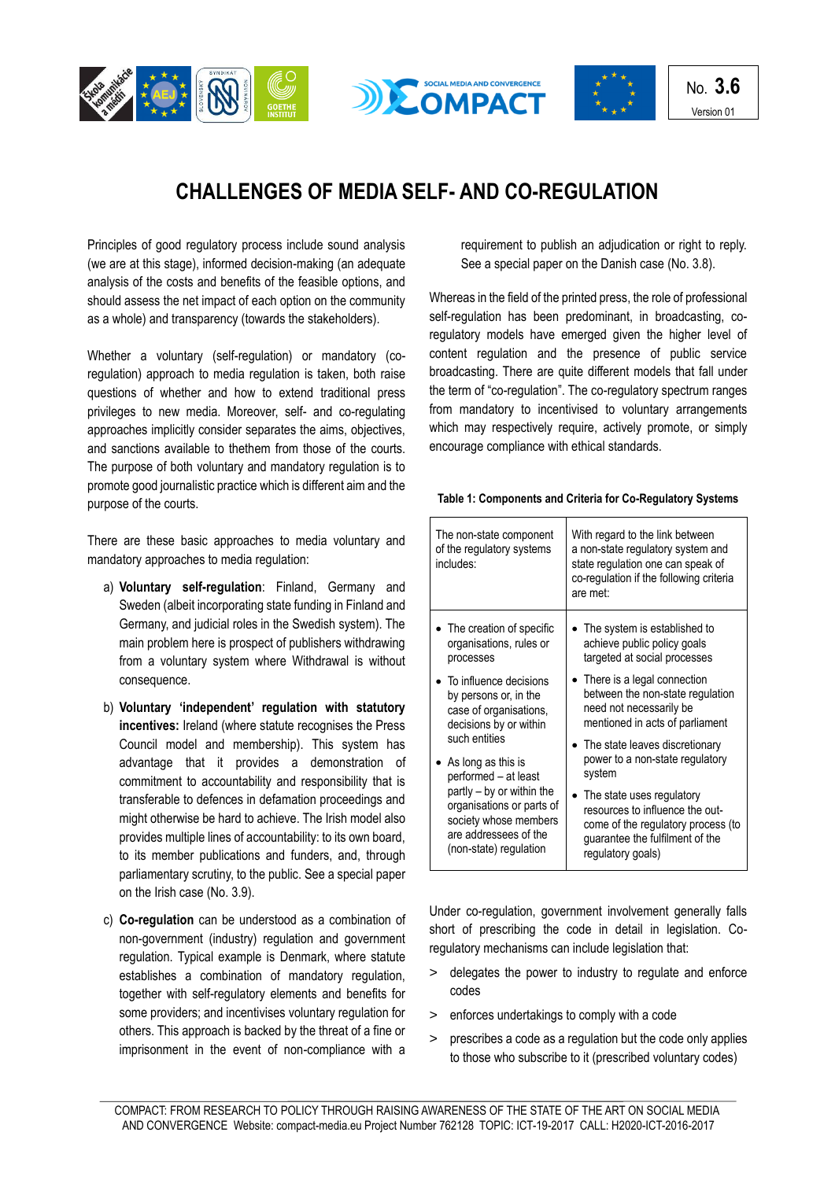No. **3.6**
Version 01

# CHALLENGES OF MEDIA SELF- AND CO-REGULATION

Principles of good regulatory process include sound analysis (we are at this stage), informed decision-making (an adequate analysis of the costs and benefits of the feasible options, and should assess the net impact of each option on the community as a whole) and transparency (towards the stakeholders).

Whether a voluntary (self-regulation) or mandatory (co-regulation) approach to media regulation is taken, both raise questions of whether and how to extend traditional press privileges to new media. Moreover, self- and co-regulating approaches implicitly consider separates the aims, objectives, and sanctions available to thethem from those of the courts. The purpose of both voluntary and mandatory regulation is to promote good journalistic practice which is different aim and the purpose of the courts.

There are these basic approaches to media voluntary and mandatory approaches to media regulation:

a) **Voluntary self-regulation**: Finland, Germany and Sweden (albeit incorporating state funding in Finland and Germany, and judicial roles in the Swedish system). The main problem here is prospect of publishers withdrawing from a voluntary system where Withdrawal is without consequence.

b) **Voluntary 'independent' regulation with statutory incentives:** Ireland (where statute recognises the Press Council model and membership). This system has advantage that it provides a demonstration of commitment to accountability and responsibility that is transferable to defences in defamation proceedings and might otherwise be hard to achieve. The Irish model also provides multiple lines of accountability: to its own board, to its member publications and funders, and, through parliamentary scrutiny, to the public. See a special paper on the Irish case (No. 3.9).

c) **Co-regulation** can be understood as a combination of non-government (industry) regulation and government regulation. Typical example is Denmark, where statute establishes a combination of mandatory regulation, together with self-regulatory elements and benefits for some providers; and incentivises voluntary regulation for others. This approach is backed by the threat of a fine or imprisonment in the event of non-compliance with a requirement to publish an adjudication or right to reply. See a special paper on the Danish case (No. 3.8).

Whereas in the field of the printed press, the role of professional self-regulation has been predominant, in broadcasting, co-regulatory models have emerged given the higher level of content regulation and the presence of public service broadcasting. There are quite different models that fall under the term of "co-regulation". The co-regulatory spectrum ranges from mandatory to incentivised to voluntary arrangements which may respectively require, actively promote, or simply encourage compliance with ethical standards.

**Table 1: Components and Criteria for Co-Regulatory Systems**

| The non-state component of the regulatory systems includes: | With regard to the link between a non-state regulatory system and state regulation one can speak of co-regulation if the following criteria are met: |
|---|---|
| • The creation of specific organisations, rules or processes<br>• To influence decisions by persons or, in the case of organisations, decisions by or within such entities<br>• As long as this is performed – at least partly – by or within the organisations or parts of society whose members are addressees of the (non-state) regulation | • The system is established to achieve public policy goals targeted at social processes<br>• There is a legal connection between the non-state regulation need not necessarily be mentioned in acts of parliament<br>• The state leaves discretionary power to a non-state regulatory system<br>• The state uses regulatory resources to influence the out-come of the regulatory process (to guarantee the fulfilment of the regulatory goals) |

Under co-regulation, government involvement generally falls short of prescribing the code in detail in legislation. Co-regulatory mechanisms can include legislation that:

> delegates the power to industry to regulate and enforce codes

> enforces undertakings to comply with a code

> prescribes a code as a regulation but the code only applies to those who subscribe to it (prescribed voluntary codes)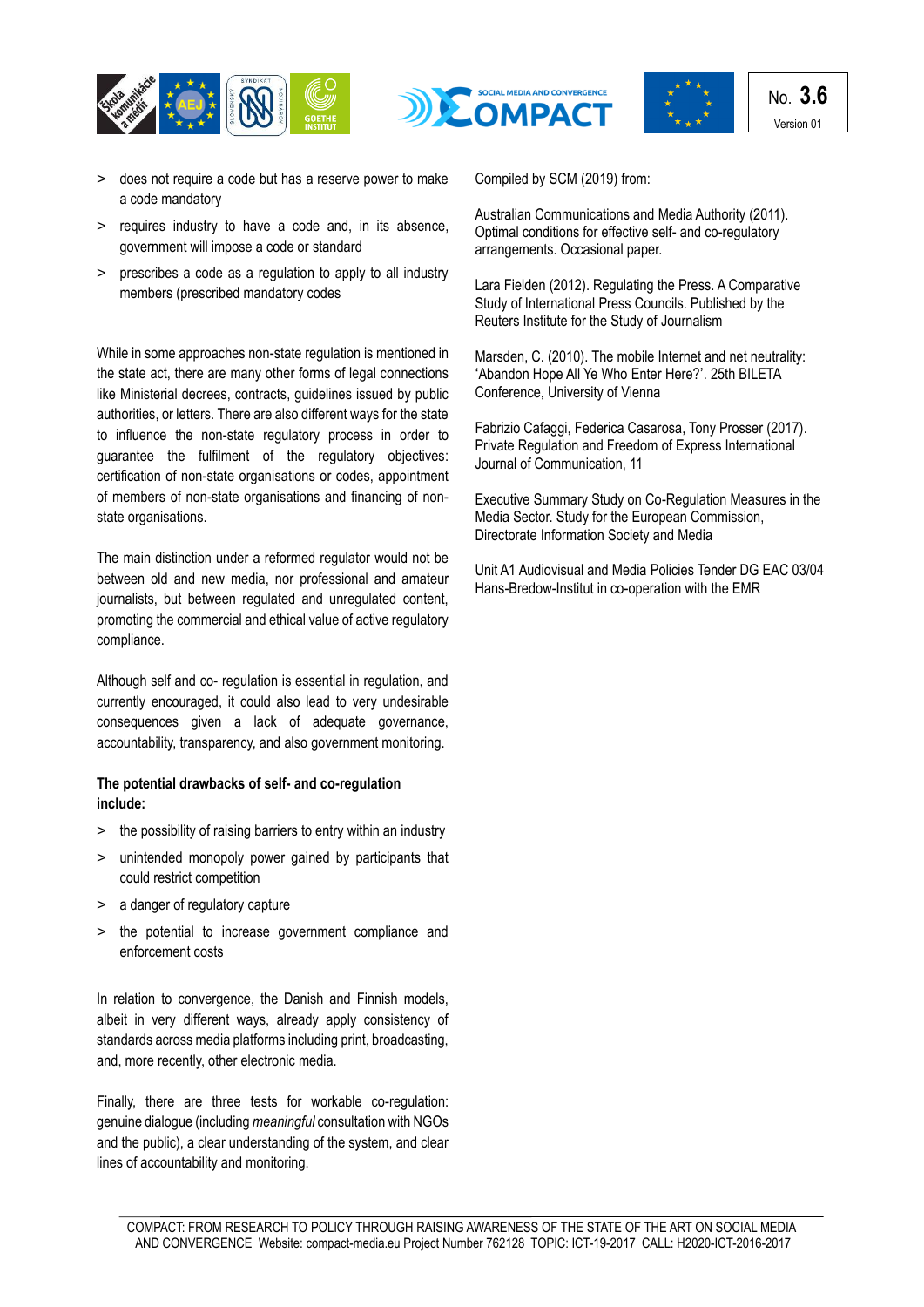- does not require a code but has a reserve power to make a code mandatory
- requires industry to have a code and, in its absence, government will impose a code or standard
- prescribes a code as a regulation to apply to all industry members (prescribed mandatory codes

While in some approaches non-state regulation is mentioned in the state act, there are many other forms of legal connections like Ministerial decrees, contracts, guidelines issued by public authorities, or letters. There are also different ways for the state to influence the non-state regulatory process in order to guarantee the fulfilment of the regulatory objectives: certification of non-state organisations or codes, appointment of members of non-state organisations and financing of non-state organisations.

The main distinction under a reformed regulator would not be between old and new media, nor professional and amateur journalists, but between regulated and unregulated content, promoting the commercial and ethical value of active regulatory compliance.

Although self and co- regulation is essential in regulation, and currently encouraged, it could also lead to very undesirable consequences given a lack of adequate governance, accountability, transparency, and also government monitoring.

**The potential drawbacks of self- and co-regulation include:**

- the possibility of raising barriers to entry within an industry
- unintended monopoly power gained by participants that could restrict competition
- a danger of regulatory capture
- the potential to increase government compliance and enforcement costs

In relation to convergence, the Danish and Finnish models, albeit in very different ways, already apply consistency of standards across media platforms including print, broadcasting, and, more recently, other electronic media.

Finally, there are three tests for workable co-regulation: genuine dialogue (including *meaningful* consultation with NGOs and the public), a clear understanding of the system, and clear lines of accountability and monitoring.

Compiled by SCM (2019) from:

Australian Communications and Media Authority (2011). Optimal conditions for effective self- and co-regulatory arrangements. Occasional paper.

Lara Fielden (2012). Regulating the Press. A Comparative Study of International Press Councils. Published by the Reuters Institute for the Study of Journalism

Marsden, C. (2010). The mobile Internet and net neutrality: 'Abandon Hope All Ye Who Enter Here?'. 25th BILETA Conference, University of Vienna

Fabrizio Cafaggi, Federica Casarosa, Tony Prosser (2017). Private Regulation and Freedom of Express International Journal of Communication, 11

Executive Summary Study on Co-Regulation Measures in the Media Sector. Study for the European Commission, Directorate Information Society and Media

Unit A1 Audiovisual and Media Policies Tender DG EAC 03/04 Hans-Bredow-Institut in co-operation with the EMR